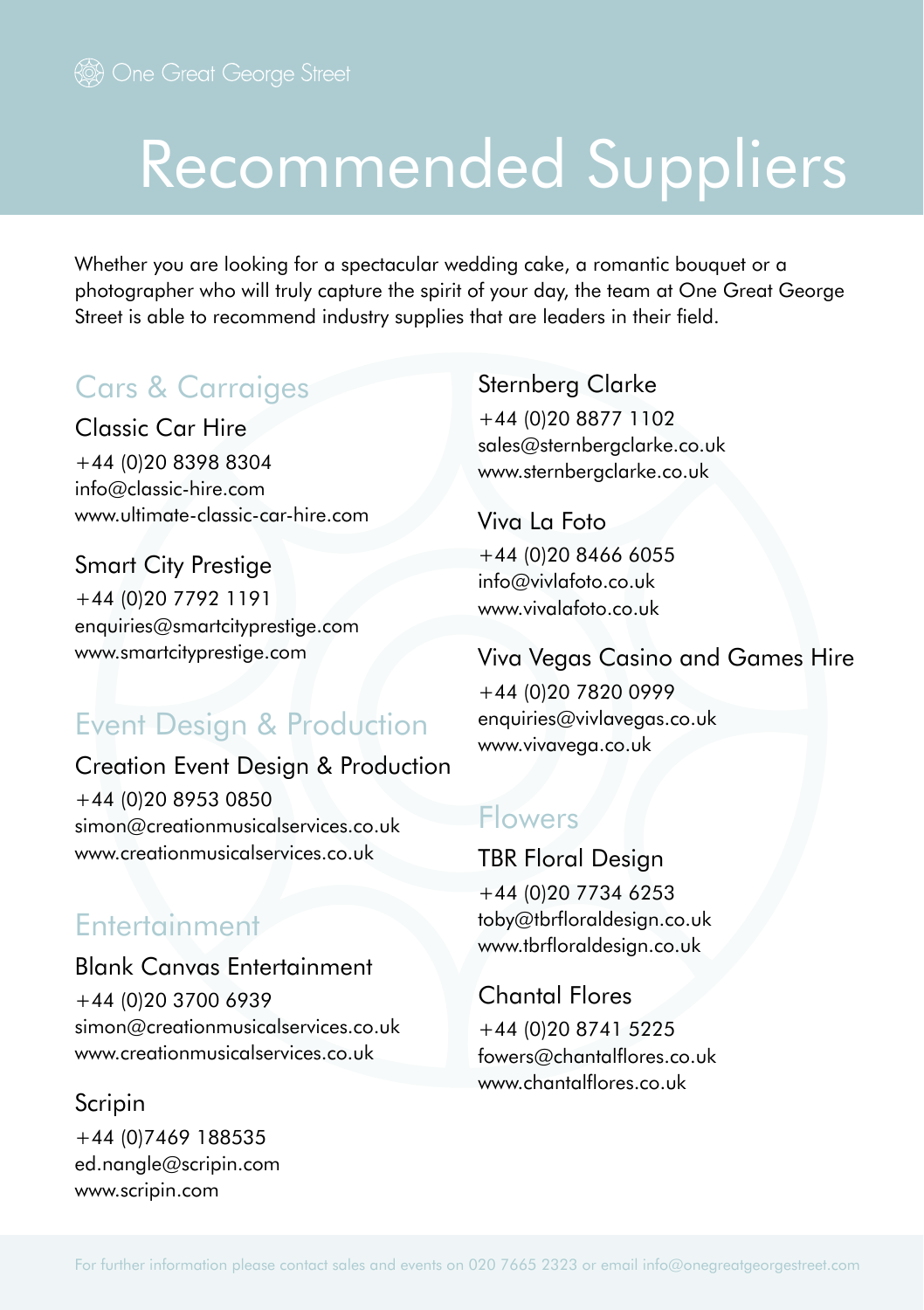One Great George Street

# Recommended Suppliers

Whether you are looking for a spectacular wedding cake, a romantic bouquet or a photographer who will truly capture the spirit of your day, the team at One Great George Street is able to recommend industry supplies that are leaders in their field.

## Cars & Carraiges

### Classic Car Hire

+44 (0)20 8398 8304
info@classic-hire.com
www.ultimate-classic-car-hire.com

### Smart City Prestige

+44 (0)20 7792 1191
enquiries@smartcityprestige.com
www.smartcityprestige.com

## Event Design & Production

### Creation Event Design & Production

+44 (0)20 8953 0850
simon@creationmusicalservices.co.uk
www.creationmusicalservices.co.uk

## Entertainment

### Blank Canvas Entertainment

+44 (0)20 3700 6939
simon@creationmusicalservices.co.uk
www.creationmusicalservices.co.uk

### Scripin

+44 (0)7469 188535
ed.nangle@scripin.com
www.scripin.com

### Sternberg Clarke

+44 (0)20 8877 1102
sales@sternbergclarke.co.uk
www.sternbergclarke.co.uk

### Viva La Foto

+44 (0)20 8466 6055
info@vivlafoto.co.uk
www.vivalafoto.co.uk

### Viva Vegas Casino and Games Hire

+44 (0)20 7820 0999
enquiries@vivlavegas.co.uk
www.vivavega.co.uk

## Flowers

### TBR Floral Design

+44 (0)20 7734 6253
toby@tbrfloraldesign.co.uk
www.tbrfloraldesign.co.uk

### Chantal Flores

+44 (0)20 8741 5225
fowers@chantalflores.co.uk
www.chantalflores.co.uk

For further information please contact sales and events on 020 7665 2323 or email info@onegreatgeorgestreet.com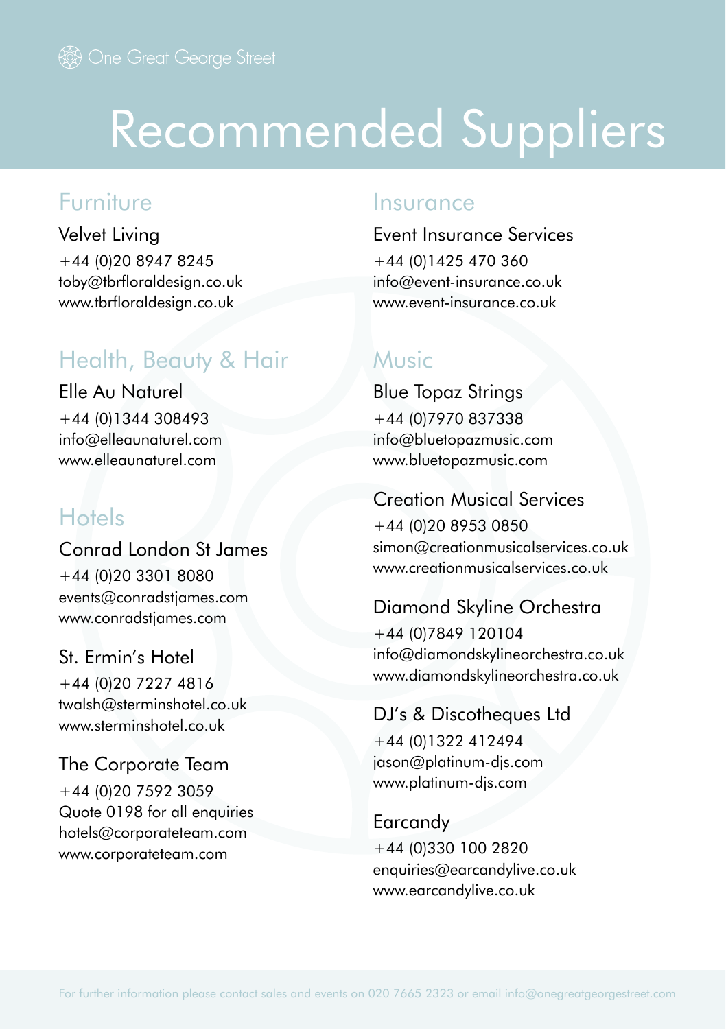One Great George Street

# Recommended Suppliers

## Furniture

### Velvet Living
+44 (0)20 8947 8245
toby@tbrfloraldesign.co.uk
www.tbrfloraldesign.co.uk

## Health, Beauty & Hair

### Elle Au Naturel
+44 (0)1344 308493
info@elleaunaturel.com
www.elleaunaturel.com

## Hotels

### Conrad London St James
+44 (0)20 3301 8080
events@conradstjames.com
www.conradstjames.com

### St. Ermin's Hotel
+44 (0)20 7227 4816
twalsh@sterminshotel.co.uk
www.sterminshotel.co.uk

### The Corporate Team
+44 (0)20 7592 3059
Quote 0198 for all enquiries
hotels@corporateteam.com
www.corporateteam.com

## Insurance

### Event Insurance Services
+44 (0)1425 470 360
info@event-insurance.co.uk
www.event-insurance.co.uk

## Music

### Blue Topaz Strings
+44 (0)7970 837338
info@bluetopazmusic.com
www.bluetopazmusic.com

### Creation Musical Services
+44 (0)20 8953 0850
simon@creationmusicalservices.co.uk
www.creationmusicalservices.co.uk

### Diamond Skyline Orchestra
+44 (0)7849 120104
info@diamondskylineorchestra.co.uk
www.diamondskylineorchestra.co.uk

### DJ's & Discotheques Ltd
+44 (0)1322 412494
jason@platinum-djs.com
www.platinum-djs.com

### Earcandy
+44 (0)330 100 2820
enquiries@earcandylive.co.uk
www.earcandylive.co.uk

For further information please contact sales and events on 020 7665 2323 or email info@onegreatgeorgestreet.com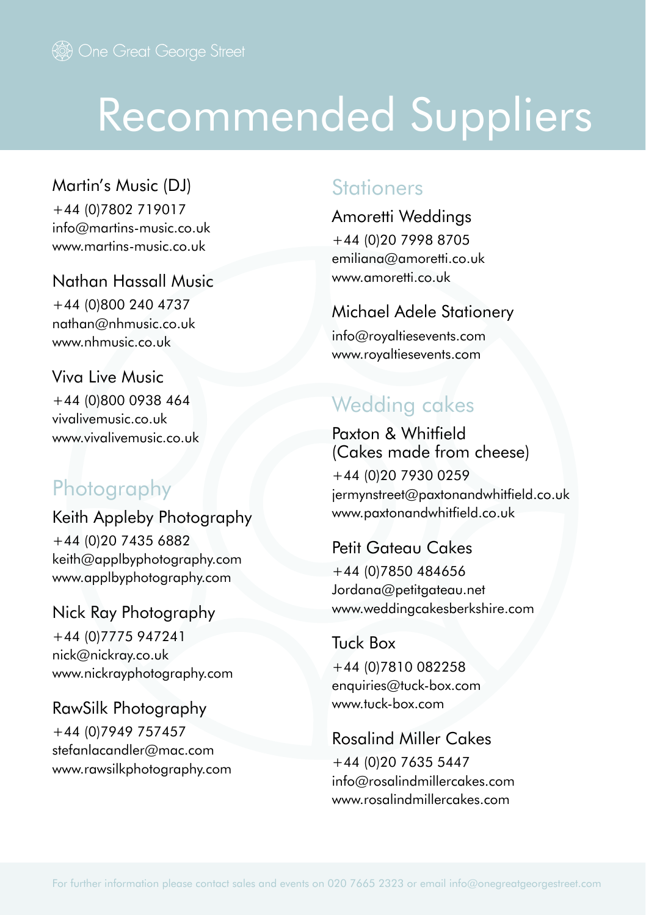# Recommended Suppliers

Martin's Music (DJ)
+44 (0)7802 719017
info@martins-music.co.uk
www.martins-music.co.uk

Nathan Hassall Music
+44 (0)800 240 4737
nathan@nhmusic.co.uk
www.nhmusic.co.uk

Viva Live Music
+44 (0)800 0938 464
vivalivemusic.co.uk
www.vivalivemusic.co.uk

## Photography

Keith Appleby Photography
+44 (0)20 7435 6882
keith@applbyphotography.com
www.applbyphotography.com

Nick Ray Photography
+44 (0)7775 947241
nick@nickray.co.uk
www.nickrayphotography.com

RawSilk Photography
+44 (0)7949 757457
stefanlacandler@mac.com
www.rawsilkphotography.com

## Stationers

Amoretti Weddings
+44 (0)20 7998 8705
emiliana@amoretti.co.uk
www.amoretti.co.uk

Michael Adele Stationery
info@royaltiesevents.com
www.royaltiesevents.com

## Wedding cakes

Paxton & Whitfield
(Cakes made from cheese)
+44 (0)20 7930 0259
jermynstreet@paxtonandwhitfield.co.uk
www.paxtonandwhitfield.co.uk

Petit Gateau Cakes
+44 (0)7850 484656
Jordana@petitgateau.net
www.weddingcakesberkshire.com

Tuck Box
+44 (0)7810 082258
enquiries@tuck-box.com
www.tuck-box.com

Rosalind Miller Cakes
+44 (0)20 7635 5447
info@rosalindmillercakes.com
www.rosalindmillercakes.com

For further information please contact sales and events on 020 7665 2323 or email info@onegreatgeorgestreet.com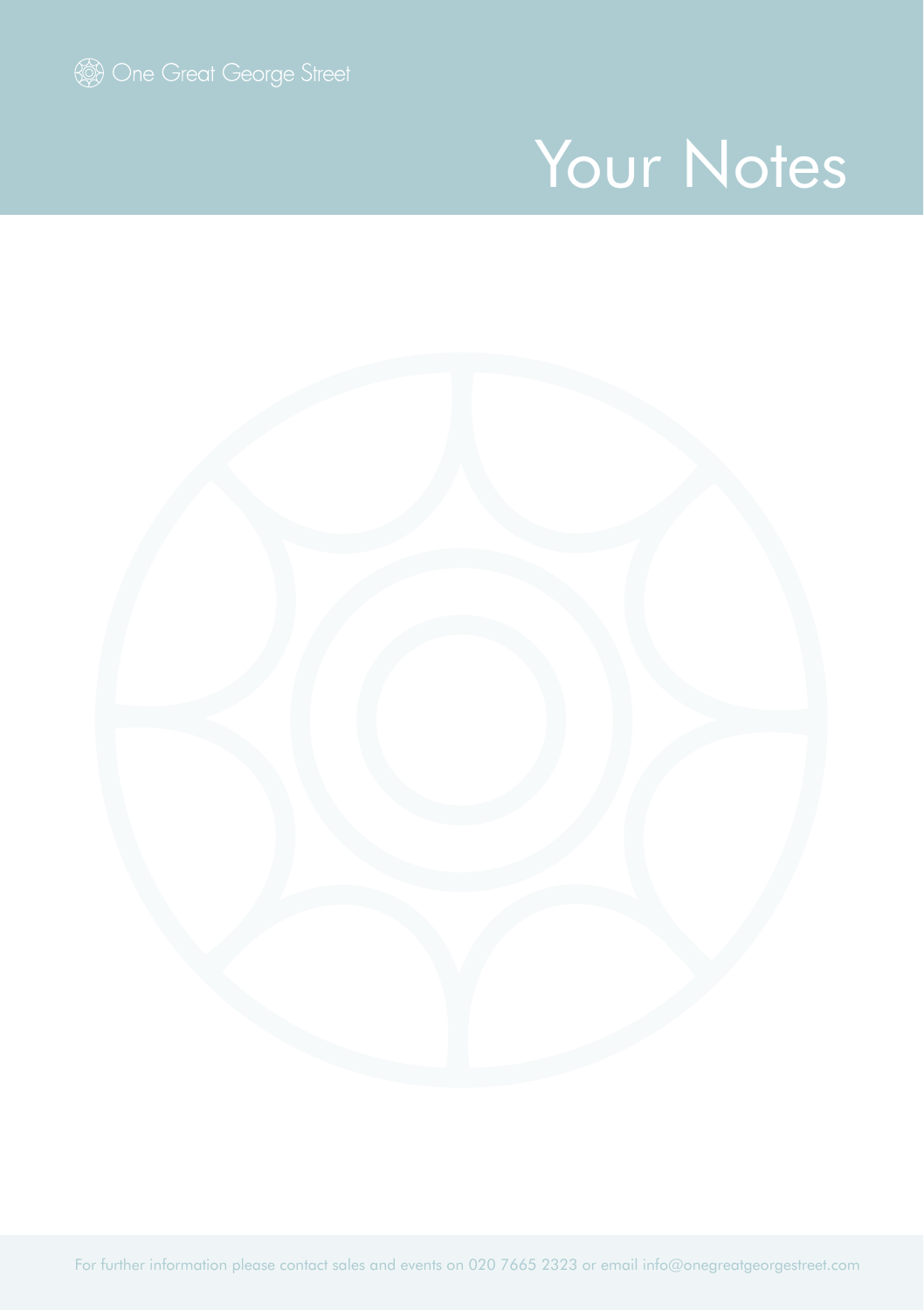One Great George Street

# Your Notes

For further information please contact sales and events on 020 7665 2323 or email info@onegreatgeorgestreet.com